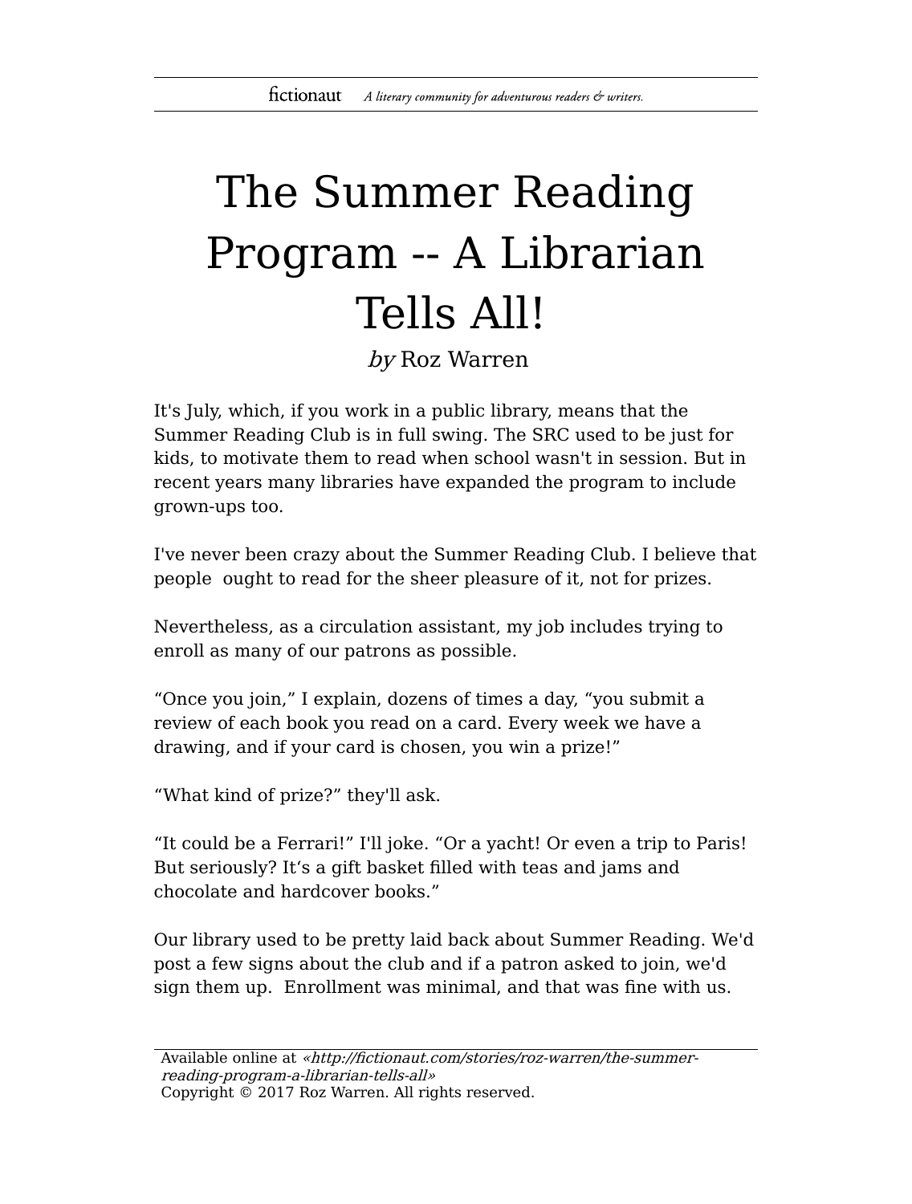# The Summer Reading Program -- A Librarian Tells All!

*by* Roz Warren

It's July, which, if you work in a public library, means that the Summer Reading Club is in full swing. The SRC used to be just for kids, to motivate them to read when school wasn't in session. But in recent years many libraries have expanded the program to include grown-ups too.

I've never been crazy about the Summer Reading Club. I believe that people ought to read for the sheer pleasure of it, not for prizes.

Nevertheless, as a circulation assistant, my job includes trying to enroll as many of our patrons as possible.

"Once you join," I explain, dozens of times a day, "you submit a review of each book you read on a card. Every week we have a drawing, and if your card is chosen, you win a prize!"

"What kind of prize?" they'll ask.

"It could be a Ferrari!" I'll joke. "Or a yacht! Or even a trip to Paris! But seriously? It's a gift basket filled with teas and jams and chocolate and hardcover books."

Our library used to be pretty laid back about Summer Reading. We'd post a few signs about the club and if a patron asked to join, we'd sign them up. Enrollment was minimal, and that was fine with us.

Available online at *«http://fictionaut.com/stories/roz-warren/the-summer-reading-program-a-librarian-tells-all»*
Copyright © 2017 Roz Warren. All rights reserved.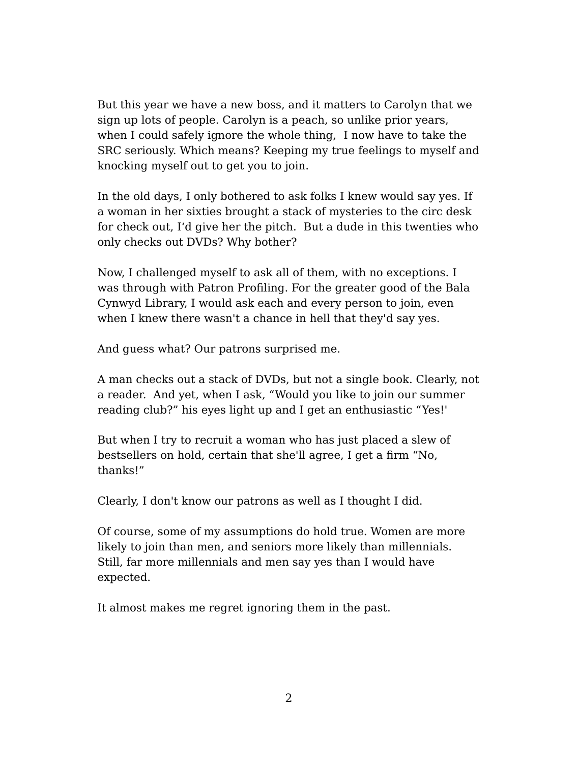But this year we have a new boss, and it matters to Carolyn that we sign up lots of people. Carolyn is a peach, so unlike prior years, when I could safely ignore the whole thing,  I now have to take the SRC seriously. Which means? Keeping my true feelings to myself and knocking myself out to get you to join.

In the old days, I only bothered to ask folks I knew would say yes. If a woman in her sixties brought a stack of mysteries to the circ desk for check out, I'd give her the pitch.  But a dude in this twenties who only checks out DVDs? Why bother?

Now, I challenged myself to ask all of them, with no exceptions. I was through with Patron Profiling. For the greater good of the Bala Cynwyd Library, I would ask each and every person to join, even when I knew there wasn't a chance in hell that they'd say yes.

And guess what? Our patrons surprised me.

A man checks out a stack of DVDs, but not a single book. Clearly, not a reader.  And yet, when I ask, "Would you like to join our summer reading club?" his eyes light up and I get an enthusiastic "Yes!'

But when I try to recruit a woman who has just placed a slew of bestsellers on hold, certain that she'll agree, I get a firm "No, thanks!"

Clearly, I don't know our patrons as well as I thought I did.

Of course, some of my assumptions do hold true. Women are more likely to join than men, and seniors more likely than millennials. Still, far more millennials and men say yes than I would have expected.

It almost makes me regret ignoring them in the past.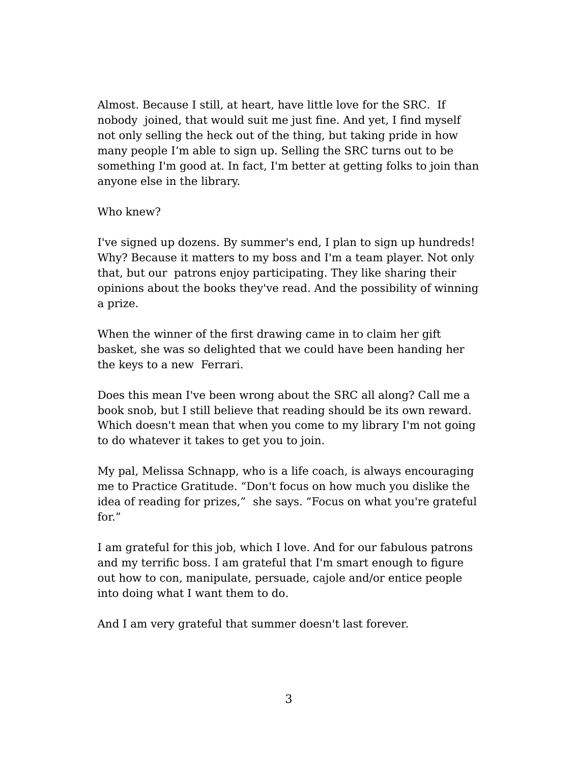Almost. Because I still, at heart, have little love for the SRC. If nobody joined, that would suit me just fine. And yet, I find myself not only selling the heck out of the thing, but taking pride in how many people I'm able to sign up. Selling the SRC turns out to be something I'm good at. In fact, I'm better at getting folks to join than anyone else in the library.

Who knew?

I've signed up dozens. By summer's end, I plan to sign up hundreds! Why? Because it matters to my boss and I'm a team player. Not only that, but our patrons enjoy participating. They like sharing their opinions about the books they've read. And the possibility of winning a prize.

When the winner of the first drawing came in to claim her gift basket, she was so delighted that we could have been handing her the keys to a new Ferrari.

Does this mean I've been wrong about the SRC all along? Call me a book snob, but I still believe that reading should be its own reward. Which doesn't mean that when you come to my library I'm not going to do whatever it takes to get you to join.

My pal, Melissa Schnapp, who is a life coach, is always encouraging me to Practice Gratitude. "Don't focus on how much you dislike the idea of reading for prizes," she says. "Focus on what you're grateful for."

I am grateful for this job, which I love. And for our fabulous patrons and my terrific boss. I am grateful that I'm smart enough to figure out how to con, manipulate, persuade, cajole and/or entice people into doing what I want them to do.

And I am very grateful that summer doesn't last forever.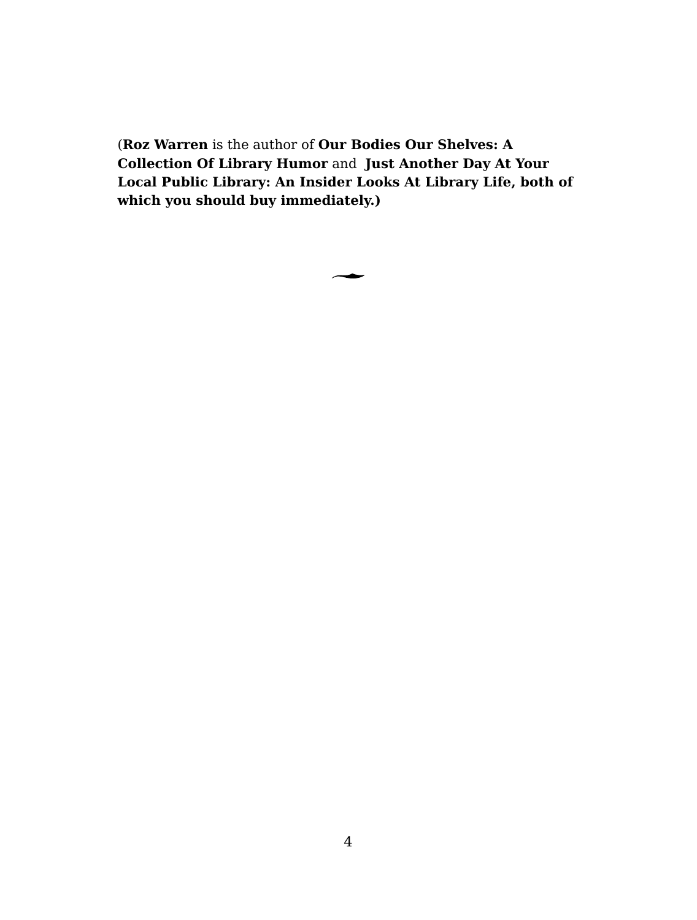(**Roz Warren** is the author of **Our Bodies Our Shelves: A Collection Of Library Humor** and **Just Another Day At Your Local Public Library: An Insider Looks At Library Life, both of which you should buy immediately.)**